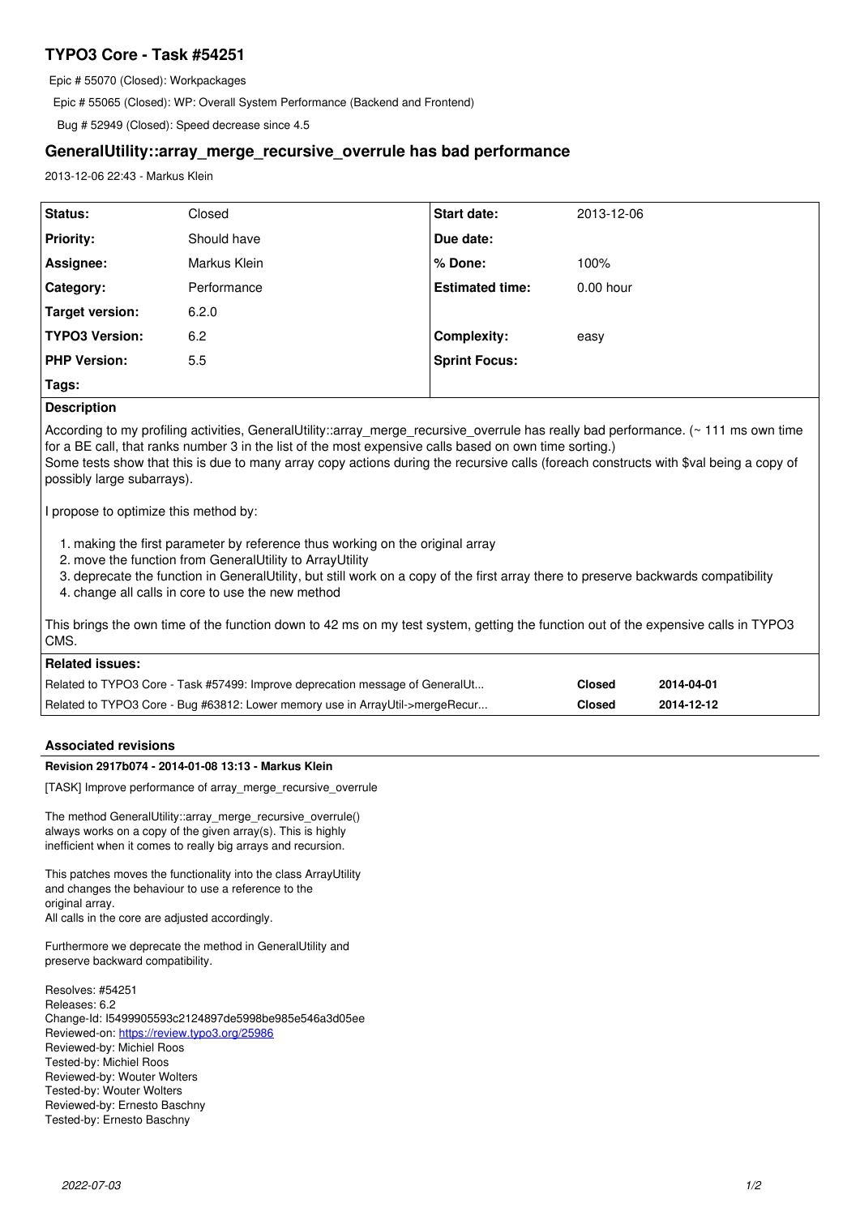# TYPO3 Core - Task #54251

Epic # 55070 (Closed): Workpackages

Epic # 55065 (Closed): WP: Overall System Performance (Backend and Frontend)

Bug # 52949 (Closed): Speed decrease since 4.5

## GeneralUtility::array_merge_recursive_overrule has bad performance

2013-12-06 22:43 - Markus Klein

| | | | |
|---|---|---|---|
| **Status:** | Closed | **Start date:** | 2013-12-06 |
| **Priority:** | Should have | **Due date:** | |
| **Assignee:** | Markus Klein | **% Done:** | 100% |
| **Category:** | Performance | **Estimated time:** | 0.00 hour |
| **Target version:** | 6.2.0 | | |
| **TYPO3 Version:** | 6.2 | **Complexity:** | easy |
| **PHP Version:** | 5.5 | **Sprint Focus:** | |
| **Tags:** | | | |

**Description**

According to my profiling activities, GeneralUtility::array_merge_recursive_overrule has really bad performance. (~ 111 ms own time for a BE call, that ranks number 3 in the list of the most expensive calls based on own time sorting.)
Some tests show that this is due to many array copy actions during the recursive calls (foreach constructs with $val being a copy of possibly large subarrays).

I propose to optimize this method by:

1. making the first parameter by reference thus working on the original array
2. move the function from GeneralUtility to ArrayUtility
3. deprecate the function in GeneralUtility, but still work on a copy of the first array there to preserve backwards compatibility
4. change all calls in core to use the new method

This brings the own time of the function down to 42 ms on my test system, getting the function out of the expensive calls in TYPO3 CMS.

**Related issues:**

| | | |
|---|---|---|
| Related to TYPO3 Core - Task #57499: Improve deprecation message of GeneralUt... | Closed | 2014-04-01 |
| Related to TYPO3 Core - Bug #63812: Lower memory use in ArrayUtil->mergeRecur... | Closed | 2014-12-12 |

### Associated revisions

**Revision 2917b074 - 2014-01-08 13:13 - Markus Klein**

[TASK] Improve performance of array_merge_recursive_overrule

The method GeneralUtility::array_merge_recursive_overrule()
always works on a copy of the given array(s). This is highly
inefficient when it comes to really big arrays and recursion.

This patches moves the functionality into the class ArrayUtility
and changes the behaviour to use a reference to the
original array.
All calls in the core are adjusted accordingly.

Furthermore we deprecate the method in GeneralUtility and
preserve backward compatibility.

Resolves: #54251
Releases: 6.2
Change-Id: I5499905593c2124897de5998be985e546a3d05ee
Reviewed-on: https://review.typo3.org/25986
Reviewed-by: Michiel Roos
Tested-by: Michiel Roos
Reviewed-by: Wouter Wolters
Tested-by: Wouter Wolters
Reviewed-by: Ernesto Baschny
Tested-by: Ernesto Baschny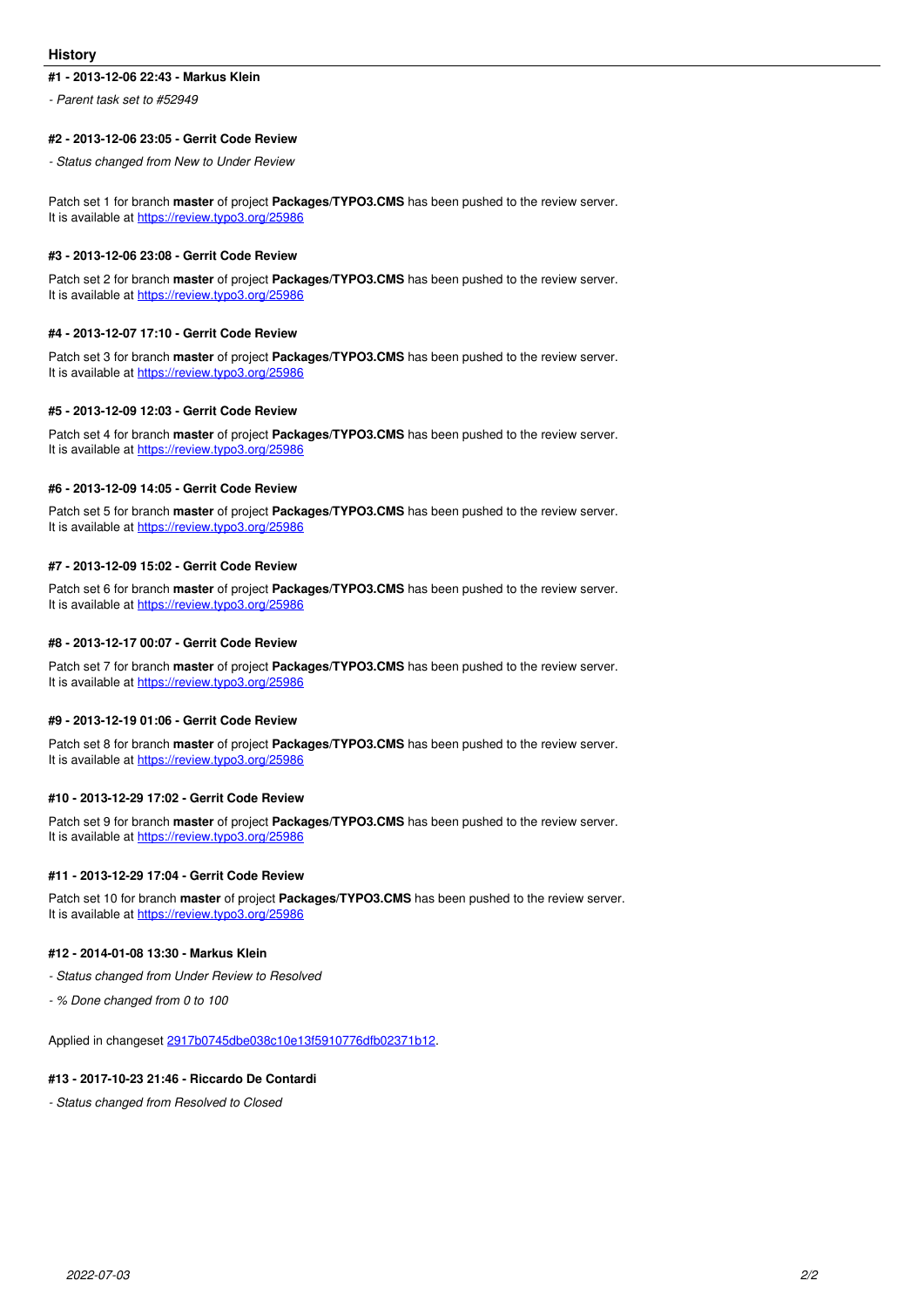## History

#### #1 - 2013-12-06 22:43 - Markus Klein

*- Parent task set to #52949*

#### #2 - 2013-12-06 23:05 - Gerrit Code Review

*- Status changed from New to Under Review*

Patch set 1 for branch **master** of project **Packages/TYPO3.CMS** has been pushed to the review server.
It is available at https://review.typo3.org/25986

#### #3 - 2013-12-06 23:08 - Gerrit Code Review

Patch set 2 for branch **master** of project **Packages/TYPO3.CMS** has been pushed to the review server.
It is available at https://review.typo3.org/25986

#### #4 - 2013-12-07 17:10 - Gerrit Code Review

Patch set 3 for branch **master** of project **Packages/TYPO3.CMS** has been pushed to the review server.
It is available at https://review.typo3.org/25986

#### #5 - 2013-12-09 12:03 - Gerrit Code Review

Patch set 4 for branch **master** of project **Packages/TYPO3.CMS** has been pushed to the review server.
It is available at https://review.typo3.org/25986

#### #6 - 2013-12-09 14:05 - Gerrit Code Review

Patch set 5 for branch **master** of project **Packages/TYPO3.CMS** has been pushed to the review server.
It is available at https://review.typo3.org/25986

#### #7 - 2013-12-09 15:02 - Gerrit Code Review

Patch set 6 for branch **master** of project **Packages/TYPO3.CMS** has been pushed to the review server.
It is available at https://review.typo3.org/25986

#### #8 - 2013-12-17 00:07 - Gerrit Code Review

Patch set 7 for branch **master** of project **Packages/TYPO3.CMS** has been pushed to the review server.
It is available at https://review.typo3.org/25986

#### #9 - 2013-12-19 01:06 - Gerrit Code Review

Patch set 8 for branch **master** of project **Packages/TYPO3.CMS** has been pushed to the review server.
It is available at https://review.typo3.org/25986

#### #10 - 2013-12-29 17:02 - Gerrit Code Review

Patch set 9 for branch **master** of project **Packages/TYPO3.CMS** has been pushed to the review server.
It is available at https://review.typo3.org/25986

#### #11 - 2013-12-29 17:04 - Gerrit Code Review

Patch set 10 for branch **master** of project **Packages/TYPO3.CMS** has been pushed to the review server.
It is available at https://review.typo3.org/25986

#### #12 - 2014-01-08 13:30 - Markus Klein

*- Status changed from Under Review to Resolved*

*- % Done changed from 0 to 100*

Applied in changeset 2917b0745dbe038c10e13f5910776dfb02371b12.

#### #13 - 2017-10-23 21:46 - Riccardo De Contardi

*- Status changed from Resolved to Closed*